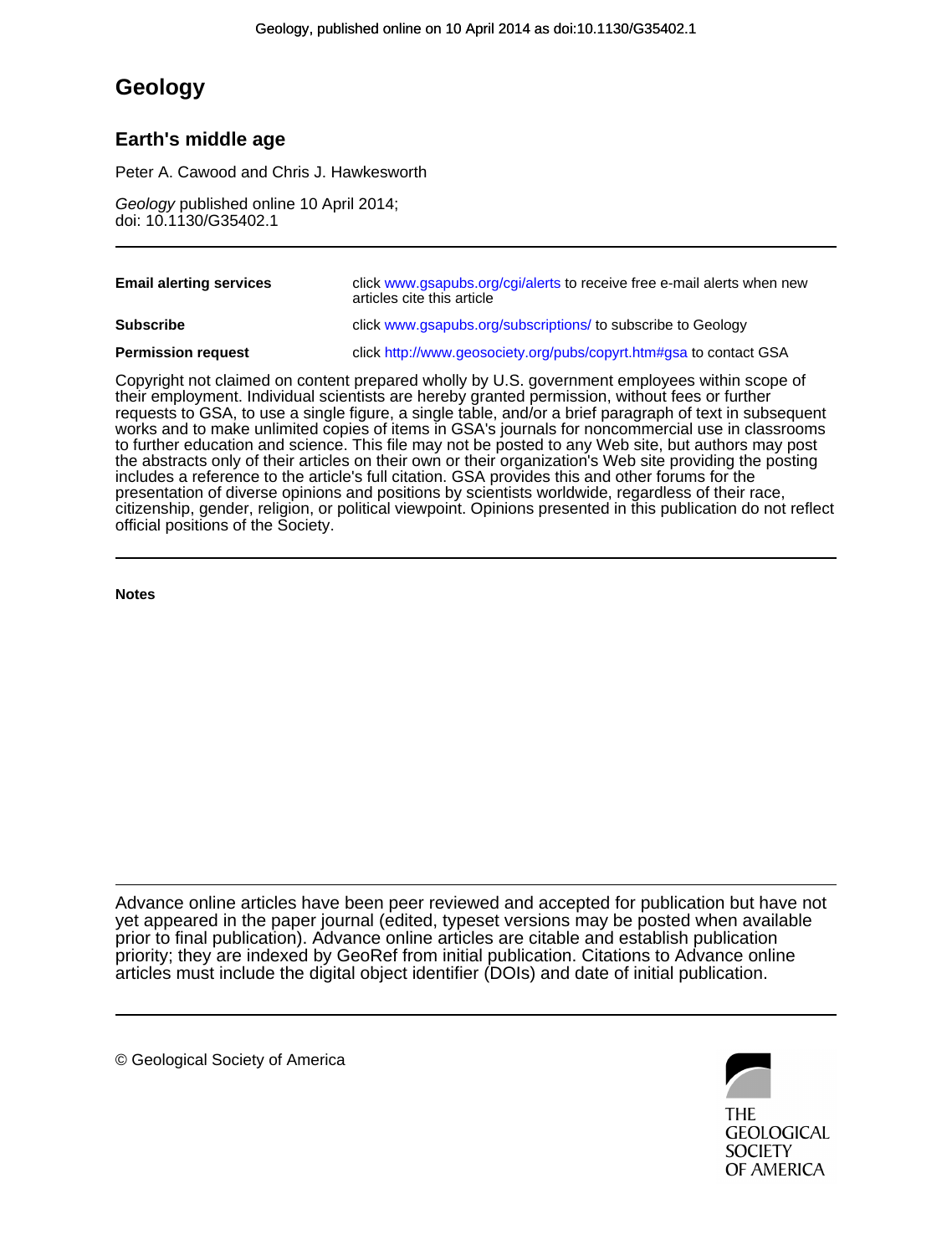# Geology

## Earth's middle age

Peter A. Cawood and Chris J. Hawkesworth

*Geology* published online 10 April 2014;
doi: 10.1130/G35402.1

---

| | |
|---|---|
| **Email alerting services** | click www.gsapubs.org/cgi/alerts to receive free e-mail alerts when new articles cite this article |
| **Subscribe** | click www.gsapubs.org/subscriptions/ to subscribe to Geology |
| **Permission request** | click http://www.geosociety.org/pubs/copyrt.htm#gsa to contact GSA |

Copyright not claimed on content prepared wholly by U.S. government employees within scope of their employment. Individual scientists are hereby granted permission, without fees or further requests to GSA, to use a single figure, a single table, and/or a brief paragraph of text in subsequent works and to make unlimited copies of items in GSA's journals for noncommercial use in classrooms to further education and science. This file may not be posted to any Web site, but authors may post the abstracts only of their articles on their own or their organization's Web site providing the posting includes a reference to the article's full citation. GSA provides this and other forums for the presentation of diverse opinions and positions by scientists worldwide, regardless of their race, citizenship, gender, religion, or political viewpoint. Opinions presented in this publication do not reflect official positions of the Society.

---

**Notes**

---

Advance online articles have been peer reviewed and accepted for publication but have not yet appeared in the paper journal (edited, typeset versions may be posted when available prior to final publication). Advance online articles are citable and establish publication priority; they are indexed by GeoRef from initial publication. Citations to Advance online articles must include the digital object identifier (DOIs) and date of initial publication.

---

© Geological Society of America

THE GEOLOGICAL SOCIETY OF AMERICA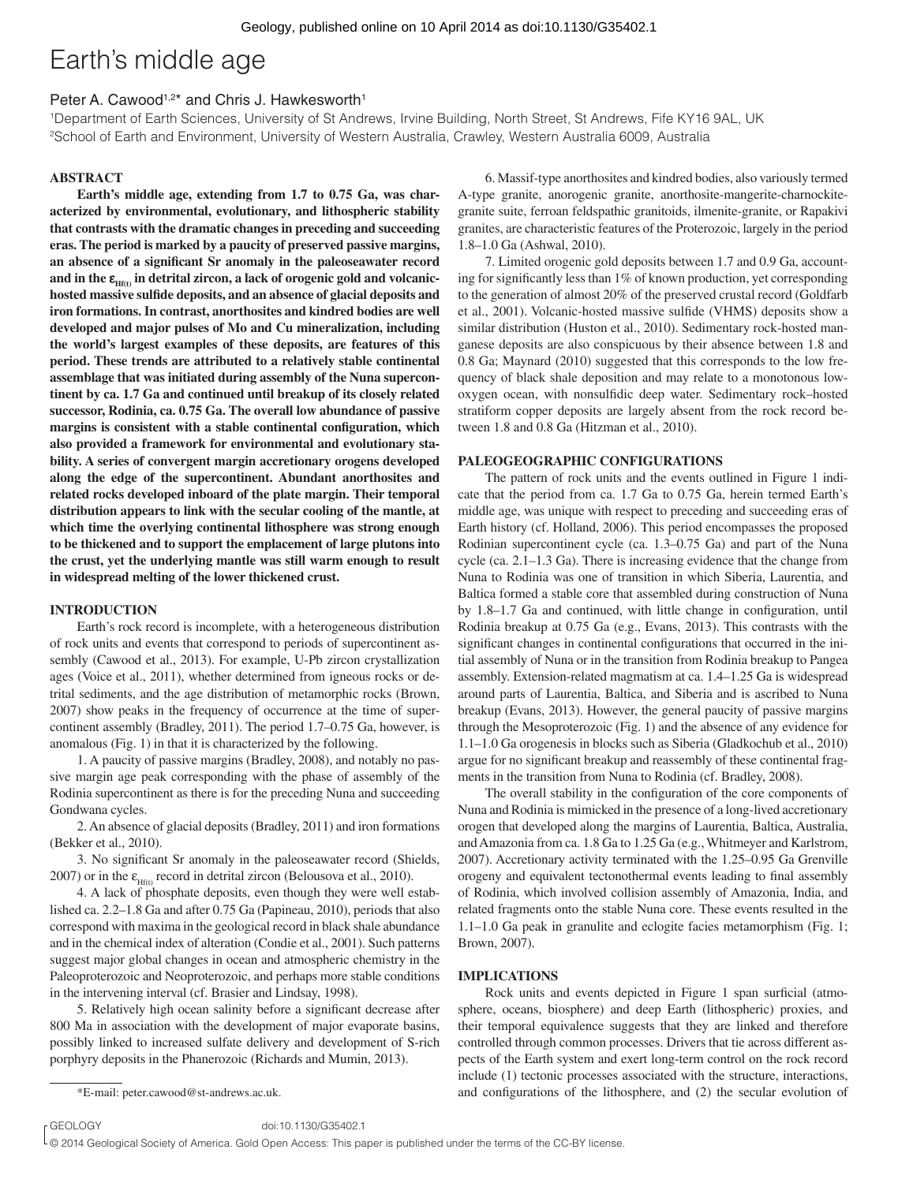# Earth's middle age

Peter A. Cawood[1,2]* and Chris J. Hawkesworth[1]

[1]Department of Earth Sciences, University of St Andrews, Irvine Building, North Street, St Andrews, Fife KY16 9AL, UK
[2]School of Earth and Environment, University of Western Australia, Crawley, Western Australia 6009, Australia

## ABSTRACT

**Earth's middle age, extending from 1.7 to 0.75 Ga, was characterized by environmental, evolutionary, and lithospheric stability that contrasts with the dramatic changes in preceding and succeeding eras. The period is marked by a paucity of preserved passive margins, an absence of a significant Sr anomaly in the paleoseawater record and in the $\varepsilon_{Hf(t)}$ in detrital zircon, a lack of orogenic gold and volcanic-hosted massive sulfide deposits, and an absence of glacial deposits and iron formations. In contrast, anorthosites and kindred bodies are well developed and major pulses of Mo and Cu mineralization, including the world's largest examples of these deposits, are features of this period. These trends are attributed to a relatively stable continental assemblage that was initiated during assembly of the Nuna supercontinent by ca. 1.7 Ga and continued until breakup of its closely related successor, Rodinia, ca. 0.75 Ga. The overall low abundance of passive margins is consistent with a stable continental configuration, which also provided a framework for environmental and evolutionary stability. A series of convergent margin accretionary orogens developed along the edge of the supercontinent. Abundant anorthosites and related rocks developed inboard of the plate margin. Their temporal distribution appears to link with the secular cooling of the mantle, at which time the overlying continental lithosphere was strong enough to be thickened and to support the emplacement of large plutons into the crust, yet the underlying mantle was still warm enough to result in widespread melting of the lower thickened crust.**

## INTRODUCTION

Earth's rock record is incomplete, with a heterogeneous distribution of rock units and events that correspond to periods of supercontinent assembly (Cawood et al., 2013). For example, U-Pb zircon crystallization ages (Voice et al., 2011), whether determined from igneous rocks or detrital sediments, and the age distribution of metamorphic rocks (Brown, 2007) show peaks in the frequency of occurrence at the time of supercontinent assembly (Bradley, 2011). The period 1.7–0.75 Ga, however, is anomalous (Fig. 1) in that it is characterized by the following.

1. A paucity of passive margins (Bradley, 2008), and notably no passive margin age peak corresponding with the phase of assembly of the Rodinia supercontinent as there is for the preceding Nuna and succeeding Gondwana cycles.

2. An absence of glacial deposits (Bradley, 2011) and iron formations (Bekker et al., 2010).

3. No significant Sr anomaly in the paleoseawater record (Shields, 2007) or in the $\varepsilon_{Hf(t)}$ record in detrital zircon (Belousova et al., 2010).

4. A lack of phosphate deposits, even though they were well established ca. 2.2–1.8 Ga and after 0.75 Ga (Papineau, 2010), periods that also correspond with maxima in the geological record in black shale abundance and in the chemical index of alteration (Condie et al., 2001). Such patterns suggest major global changes in ocean and atmospheric chemistry in the Paleoproterozoic and Neoproterozoic, and perhaps more stable conditions in the intervening interval (cf. Brasier and Lindsay, 1998).

5. Relatively high ocean salinity before a significant decrease after 800 Ma in association with the development of major evaporate basins, possibly linked to increased sulfate delivery and development of S-rich porphyry deposits in the Phanerozoic (Richards and Mumin, 2013).

6. Massif-type anorthosites and kindred bodies, also variously termed A-type granite, anorogenic granite, anorthosite-mangerite-charnockite-granite suite, ferroan feldspathic granitoids, ilmenite-granite, or Rapakivi granites, are characteristic features of the Proterozoic, largely in the period 1.8–1.0 Ga (Ashwal, 2010).

7. Limited orogenic gold deposits between 1.7 and 0.9 Ga, accounting for significantly less than 1% of known production, yet corresponding to the generation of almost 20% of the preserved crustal record (Goldfarb et al., 2001). Volcanic-hosted massive sulfide (VHMS) deposits show a similar distribution (Huston et al., 2010). Sedimentary rock-hosted manganese deposits are also conspicuous by their absence between 1.8 and 0.8 Ga; Maynard (2010) suggested that this corresponds to the low frequency of black shale deposition and may relate to a monotonous low-oxygen ocean, with nonsulfidic deep water. Sedimentary rock–hosted stratiform copper deposits are largely absent from the rock record between 1.8 and 0.8 Ga (Hitzman et al., 2010).

## PALEOGEOGRAPHIC CONFIGURATIONS

The pattern of rock units and the events outlined in Figure 1 indicate that the period from ca. 1.7 Ga to 0.75 Ga, herein termed Earth's middle age, was unique with respect to preceding and succeeding eras of Earth history (cf. Holland, 2006). This period encompasses the proposed Rodinian supercontinent cycle (ca. 1.3–0.75 Ga) and part of the Nuna cycle (ca. 2.1–1.3 Ga). There is increasing evidence that the change from Nuna to Rodinia was one of transition in which Siberia, Laurentia, and Baltica formed a stable core that assembled during construction of Nuna by 1.8–1.7 Ga and continued, with little change in configuration, until Rodinia breakup at 0.75 Ga (e.g., Evans, 2013). This contrasts with the significant changes in continental configurations that occurred in the initial assembly of Nuna or in the transition from Rodinia breakup to Pangea assembly. Extension-related magmatism at ca. 1.4–1.25 Ga is widespread around parts of Laurentia, Baltica, and Siberia and is ascribed to Nuna breakup (Evans, 2013). However, the general paucity of passive margins through the Mesoproterozoic (Fig. 1) and the absence of any evidence for 1.1–1.0 Ga orogenesis in blocks such as Siberia (Gladkochub et al., 2010) argue for no significant breakup and reassembly of these continental fragments in the transition from Nuna to Rodinia (cf. Bradley, 2008).

The overall stability in the configuration of the core components of Nuna and Rodinia is mimicked in the presence of a long-lived accretionary orogen that developed along the margins of Laurentia, Baltica, Australia, and Amazonia from ca. 1.8 Ga to 1.25 Ga (e.g., Whitmeyer and Karlstrom, 2007). Accretionary activity terminated with the 1.25–0.95 Ga Grenville orogeny and equivalent tectonothermal events leading to final assembly of Rodinia, which involved collision assembly of Amazonia, India, and related fragments onto the stable Nuna core. These events resulted in the 1.1–1.0 Ga peak in granulite and eclogite facies metamorphism (Fig. 1; Brown, 2007).

## IMPLICATIONS

Rock units and events depicted in Figure 1 span surficial (atmosphere, oceans, biosphere) and deep Earth (lithospheric) proxies, and their temporal equivalence suggests that they are linked and therefore controlled through common processes. Drivers that tie across different aspects of the Earth system and exert long-term control on the rock record include (1) tectonic processes associated with the structure, interactions, and configurations of the lithosphere, and (2) the secular evolution of

*E-mail: peter.cawood@st-andrews.ac.uk.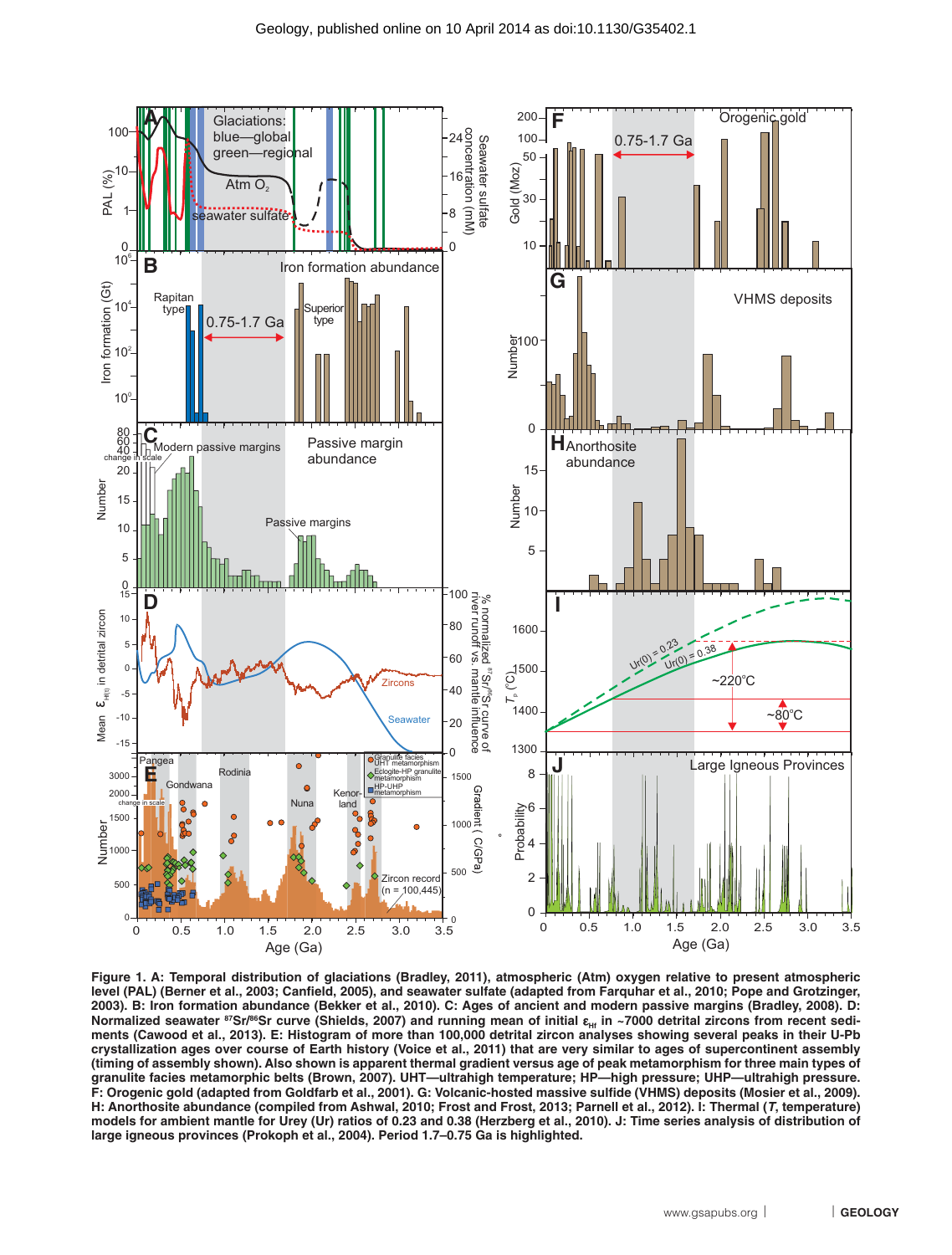Figure 1. A: Temporal distribution of glaciations (Bradley, 2011), atmospheric (Atm) oxygen relative to present atmospheric level (PAL) (Berner et al., 2003; Canfield, 2005), and seawater sulfate (adapted from Farquhar et al., 2010; Pope and Grotzinger, 2003). B: Iron formation abundance (Bekker et al., 2010). C: Ages of ancient and modern passive margins (Bradley, 2008). D: Normalized seawater $^{87}Sr/^{86}Sr$ curve (Shields, 2007) and running mean of initial $\varepsilon_{Hf}$ in ~7000 detrital zircons from recent sediments (Cawood et al., 2013). E: Histogram of more than 100,000 detrital zircon analyses showing several peaks in their U-Pb crystallization ages over course of Earth history (Voice et al., 2011) that are very similar to ages of supercontinent assembly (timing of assembly shown). Also shown is apparent thermal gradient versus age of peak metamorphism for three main types of granulite facies metamorphic belts (Brown, 2007). UHT—ultrahigh temperature; HP—high pressure; UHP—ultrahigh pressure. F: Orogenic gold (adapted from Goldfarb et al., 2001). G: Volcanic-hosted massive sulfide (VHMS) deposits (Mosier et al., 2009). H: Anorthosite abundance (compiled from Ashwal, 2010; Frost and Frost, 2013; Parnell et al., 2012). I: Thermal ($T$, temperature) models for ambient mantle for Urey (Ur) ratios of 0.23 and 0.38 (Herzberg et al., 2010). J: Time series analysis of distribution of large igneous provinces (Prokoph et al., 2004). Period 1.7–0.75 Ga is highlighted.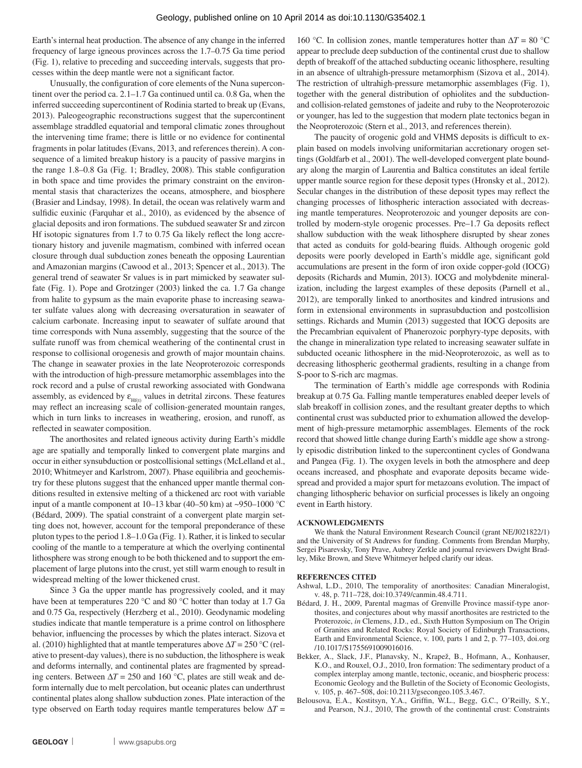Earth's internal heat production. The absence of any change in the inferred frequency of large igneous provinces across the 1.7–0.75 Ga time period (Fig. 1), relative to preceding and succeeding intervals, suggests that processes within the deep mantle were not a significant factor.

Unusually, the configuration of core elements of the Nuna supercontinent over the period ca. 2.1–1.7 Ga continued until ca. 0.8 Ga, when the inferred succeeding supercontinent of Rodinia started to break up (Evans, 2013). Paleogeographic reconstructions suggest that the supercontinent assemblage straddled equatorial and temporal climatic zones throughout the intervening time frame; there is little or no evidence for continental fragments in polar latitudes (Evans, 2013, and references therein). A consequence of a limited breakup history is a paucity of passive margins in the range 1.8–0.8 Ga (Fig. 1; Bradley, 2008). This stable configuration in both space and time provides the primary constraint on the environmental stasis that characterizes the oceans, atmosphere, and biosphere (Brasier and Lindsay, 1998). In detail, the ocean was relatively warm and sulfidic euxinic (Farquhar et al., 2010), as evidenced by the absence of glacial deposits and iron formations. The subdued seawater Sr and zircon Hf isotopic signatures from 1.7 to 0.75 Ga likely reflect the long accretionary history and juvenile magmatism, combined with inferred ocean closure through dual subduction zones beneath the opposing Laurentian and Amazonian margins (Cawood et al., 2013; Spencer et al., 2013). The general trend of seawater Sr values is in part mimicked by seawater sulfate (Fig. 1). Pope and Grotzinger (2003) linked the ca. 1.7 Ga change from halite to gypsum as the main evaporite phase to increasing seawater sulfate values along with decreasing oversaturation in seawater of calcium carbonate. Increasing input to seawater of sulfate around that time corresponds with Nuna assembly, suggesting that the source of the sulfate runoff was from chemical weathering of the continental crust in response to collisional orogenesis and growth of major mountain chains. The change in seawater proxies in the late Neoproterozoic corresponds with the introduction of high-pressure metamorphic assemblages into the rock record and a pulse of crustal reworking associated with Gondwana assembly, as evidenced by $\varepsilon_{Hf(t)}$ values in detrital zircons. These features may reflect an increasing scale of collision-generated mountain ranges, which in turn links to increases in weathering, erosion, and runoff, as reflected in seawater composition.

The anorthosites and related igneous activity during Earth's middle age are spatially and temporally linked to convergent plate margins and occur in either synsubduction or postcollisional settings (McLelland et al., 2010; Whitmeyer and Karlstrom, 2007). Phase equilibria and geochemistry for these plutons suggest that the enhanced upper mantle thermal conditions resulted in extensive melting of a thickened arc root with variable input of a mantle component at 10–13 kbar (40–50 km) at ~950–1000 °C (Bédard, 2009). The spatial constraint of a convergent plate margin setting does not, however, account for the temporal preponderance of these pluton types to the period 1.8–1.0 Ga (Fig. 1). Rather, it is linked to secular cooling of the mantle to a temperature at which the overlying continental lithosphere was strong enough to be both thickened and to support the emplacement of large plutons into the crust, yet still warm enough to result in widespread melting of the lower thickened crust.

Since 3 Ga the upper mantle has progressively cooled, and it may have been at temperatures 220 °C and 80 °C hotter than today at 1.7 Ga and 0.75 Ga, respectively (Herzberg et al., 2010). Geodynamic modeling studies indicate that mantle temperature is a prime control on lithosphere behavior, influencing the processes by which the plates interact. Sizova et al. (2010) highlighted that at mantle temperatures above $\Delta T = 250$ °C (relative to present-day values), there is no subduction, the lithosphere is weak and deforms internally, and continental plates are fragmented by spreading centers. Between $\Delta T = 250$ and 160 °C, plates are still weak and deform internally due to melt percolation, but oceanic plates can underthrust continental plates along shallow subduction zones. Plate interaction of the type observed on Earth today requires mantle temperatures below $\Delta T =$ 160 °C. In collision zones, mantle temperatures hotter than $\Delta T = 80$ °C appear to preclude deep subduction of the continental crust due to shallow depth of breakoff of the attached subducting oceanic lithosphere, resulting in an absence of ultrahigh-pressure metamorphism (Sizova et al., 2014). The restriction of ultrahigh-pressure metamorphic assemblages (Fig. 1), together with the general distribution of ophiolites and the subduction- and collision-related gemstones of jadeite and ruby to the Neoproterozoic or younger, has led to the suggestion that modern plate tectonics began in the Neoproterozoic (Stern et al., 2013, and references therein).

The paucity of orogenic gold and VHMS deposits is difficult to explain based on models involving uniformitarian accretionary orogen settings (Goldfarb et al., 2001). The well-developed convergent plate boundary along the margin of Laurentia and Baltica constitutes an ideal fertile upper mantle source region for these deposit types (Hronsky et al., 2012). Secular changes in the distribution of these deposit types may reflect the changing processes of lithospheric interaction associated with decreasing mantle temperatures. Neoproterozoic and younger deposits are controlled by modern-style orogenic processes. Pre–1.7 Ga deposits reflect shallow subduction with the weak lithosphere disrupted by shear zones that acted as conduits for gold-bearing fluids. Although orogenic gold deposits were poorly developed in Earth's middle age, significant gold accumulations are present in the form of iron oxide copper-gold (IOCG) deposits (Richards and Mumin, 2013). IOCG and molybdenite mineralization, including the largest examples of these deposits (Parnell et al., 2012), are temporally linked to anorthosites and kindred intrusions and form in extensional environments in suprasubduction and postcollision settings. Richards and Mumin (2013) suggested that IOCG deposits are the Precambrian equivalent of Phanerozoic porphyry-type deposits, with the change in mineralization type related to increasing seawater sulfate in subducted oceanic lithosphere in the mid-Neoproterozoic, as well as to decreasing lithospheric geothermal gradients, resulting in a change from S-poor to S-rich arc magmas.

The termination of Earth's middle age corresponds with Rodinia breakup at 0.75 Ga. Falling mantle temperatures enabled deeper levels of slab breakoff in collision zones, and the resultant greater depths to which continental crust was subducted prior to exhumation allowed the development of high-pressure metamorphic assemblages. Elements of the rock record that showed little change during Earth's middle age show a strongly episodic distribution linked to the supercontinent cycles of Gondwana and Pangea (Fig. 1). The oxygen levels in both the atmosphere and deep oceans increased, and phosphate and evaporate deposits became widespread and provided a major spurt for metazoans evolution. The impact of changing lithospheric behavior on surficial processes is likely an ongoing event in Earth history.

## ACKNOWLEDGMENTS

We thank the Natural Environment Research Council (grant NE/J021822/1) and the University of St Andrews for funding. Comments from Brendan Murphy, Sergei Pisarevsky, Tony Prave, Aubrey Zerkle and journal reviewers Dwight Bradley, Mike Brown, and Steve Whitmeyer helped clarify our ideas.

## REFERENCES CITED

Ashwal, L.D., 2010, The temporality of anorthosites: Canadian Mineralogist, v. 48, p. 711–728, doi:10.3749/canmin.48.4.711.

Bédard, J. H., 2009, Parental magmas of Grenville Province massif-type anorthosites, and conjectures about why massif anorthosites are restricted to the Proterozoic, *in* Clemens, J.D., ed., Sixth Hutton Symposium on The Origin of Granites and Related Rocks: Royal Society of Edinburgh Transactions, Earth and Environmental Science, v. 100, parts 1 and 2, p. 77–103, doi.org/10.1017/S1755691009016016.

Bekker, A., Slack, J.F., Planavsky, N., Krapež, B., Hofmann, A., Konhauser, K.O., and Rouxel, O.J., 2010, Iron formation: The sedimentary product of a complex interplay among mantle, tectonic, oceanic, and biospheric process: Economic Geology and the Bulletin of the Society of Economic Geologists, v. 105, p. 467–508, doi:10.2113/gsecongeo.105.3.467.

Belousova, E.A., Kostitsyn, Y.A., Griffin, W.L., Begg, G.C., O'Reilly, S.Y., and Pearson, N.J., 2010, The growth of the continental crust: Constraints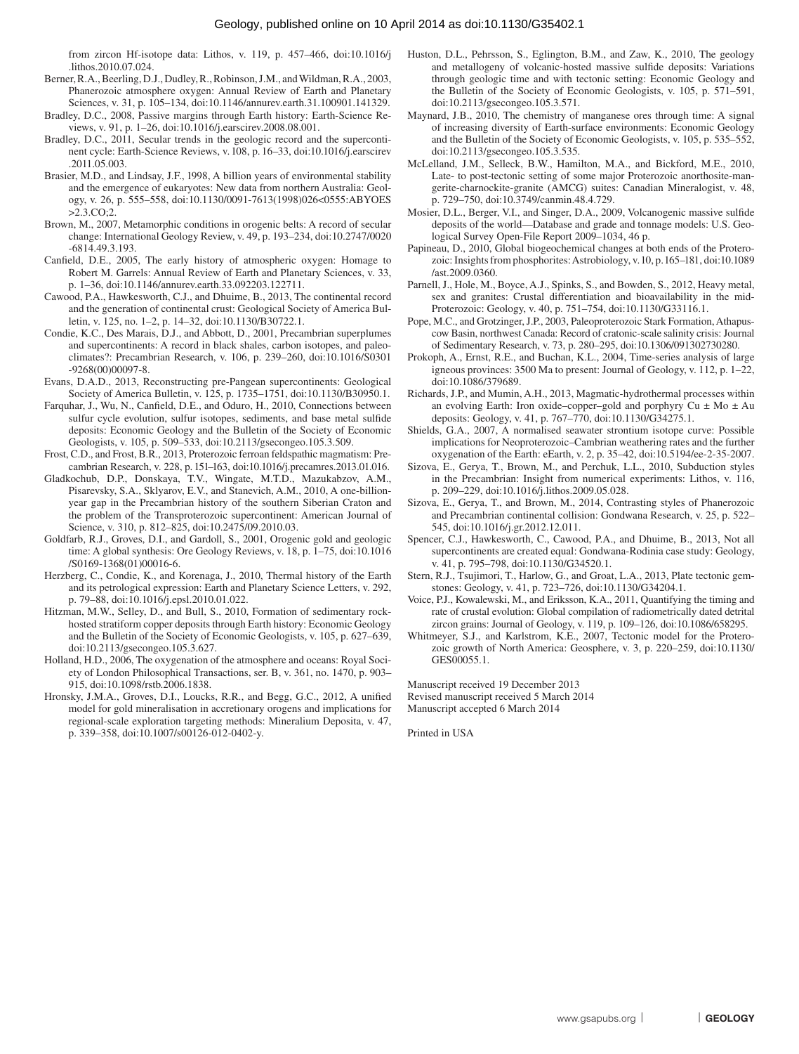from zircon Hf-isotope data: Lithos, v. 119, p. 457–466, doi:10.1016/j.lithos.2010.07.024.

Berner, R.A., Beerling, D.J., Dudley, R., Robinson, J.M., and Wildman, R.A., 2003, Phanerozoic atmosphere oxygen: Annual Review of Earth and Planetary Sciences, v. 31, p. 105–134, doi:10.1146/annurev.earth.31.100901.141329.

Bradley, D.C., 2008, Passive margins through Earth history: Earth-Science Reviews, v. 91, p. 1–26, doi:10.1016/j.earscirev.2008.08.001.

Bradley, D.C., 2011, Secular trends in the geologic record and the supercontinent cycle: Earth-Science Reviews, v. 108, p. 16–33, doi:10.1016/j.earscirev.2011.05.003.

Brasier, M.D., and Lindsay, J.F., 1998, A billion years of environmental stability and the emergence of eukaryotes: New data from northern Australia: Geology, v. 26, p. 555–558, doi:10.1130/0091-7613(1998)026<0555:ABYOES>2.3.CO;2.

Brown, M., 2007, Metamorphic conditions in orogenic belts: A record of secular change: International Geology Review, v. 49, p. 193–234, doi:10.2747/0020-6814.49.3.193.

Canfield, D.E., 2005, The early history of atmospheric oxygen: Homage to Robert M. Garrels: Annual Review of Earth and Planetary Sciences, v. 33, p. 1–36, doi:10.1146/annurev.earth.33.092203.122711.

Cawood, P.A., Hawkesworth, C.J., and Dhuime, B., 2013, The continental record and the generation of continental crust: Geological Society of America Bulletin, v. 125, no. 1–2, p. 14–32, doi:10.1130/B30722.1.

Condie, K.C., Des Marais, D.J., and Abbott, D., 2001, Precambrian superplumes and supercontinents: A record in black shales, carbon isotopes, and paleoclimates?: Precambrian Research, v. 106, p. 239–260, doi:10.1016/S0301-9268(00)00097-8.

Evans, D.A.D., 2013, Reconstructing pre-Pangean supercontinents: Geological Society of America Bulletin, v. 125, p. 1735–1751, doi:10.1130/B30950.1.

Farquhar, J., Wu, N., Canfield, D.E., and Oduro, H., 2010, Connections between sulfur cycle evolution, sulfur isotopes, sediments, and base metal sulfide deposits: Economic Geology and the Bulletin of the Society of Economic Geologists, v. 105, p. 509–533, doi:10.2113/gsecongeo.105.3.509.

Frost, C.D., and Frost, B.R., 2013, Proterozoic ferroan feldspathic magmatism: Precambrian Research, v. 228, p. 151–163, doi:10.1016/j.precamres.2013.01.016.

Gladkochub, D.P., Donskaya, T.V., Wingate, M.T.D., Mazukabzov, A.M., Pisarevsky, S.A., Sklyarov, E.V., and Stanevich, A.M., 2010, A one-billion-year gap in the Precambrian history of the southern Siberian Craton and the problem of the Transproterozoic supercontinent: American Journal of Science, v. 310, p. 812–825, doi:10.2475/09.2010.03.

Goldfarb, R.J., Groves, D.I., and Gardoll, S., 2001, Orogenic gold and geologic time: A global synthesis: Ore Geology Reviews, v. 18, p. 1–75, doi:10.1016/S0169-1368(01)00016-6.

Herzberg, C., Condie, K., and Korenaga, J., 2010, Thermal history of the Earth and its petrological expression: Earth and Planetary Science Letters, v. 292, p. 79–88, doi:10.1016/j.epsl.2010.01.022.

Hitzman, M.W., Selley, D., and Bull, S., 2010, Formation of sedimentary rock-hosted stratiform copper deposits through Earth history: Economic Geology and the Bulletin of the Society of Economic Geologists, v. 105, p. 627–639, doi:10.2113/gsecongeo.105.3.627.

Holland, H.D., 2006, The oxygenation of the atmosphere and oceans: Royal Society of London Philosophical Transactions, ser. B, v. 361, no. 1470, p. 903–915, doi:10.1098/rstb.2006.1838.

Hronsky, J.M.A., Groves, D.I., Loucks, R.R., and Begg, G.C., 2012, A unified model for gold mineralisation in accretionary orogens and implications for regional-scale exploration targeting methods: Mineralium Deposita, v. 47, p. 339–358, doi:10.1007/s00126-012-0402-y.

Huston, D.L., Pehrsson, S., Eglington, B.M., and Zaw, K., 2010, The geology and metallogeny of volcanic-hosted massive sulfide deposits: Variations through geologic time and with tectonic setting: Economic Geology and the Bulletin of the Society of Economic Geologists, v. 105, p. 571–591, doi:10.2113/gsecongeo.105.3.571.

Maynard, J.B., 2010, The chemistry of manganese ores through time: A signal of increasing diversity of Earth-surface environments: Economic Geology and the Bulletin of the Society of Economic Geologists, v. 105, p. 535–552, doi:10.2113/gsecongeo.105.3.535.

McLelland, J.M., Selleck, B.W., Hamilton, M.A., and Bickford, M.E., 2010, Late- to post-tectonic setting of some major Proterozoic anorthosite-mangerite-charnockite-granite (AMCG) suites: Canadian Mineralogist, v. 48, p. 729–750, doi:10.3749/canmin.48.4.729.

Mosier, D.L., Berger, V.I., and Singer, D.A., 2009, Volcanogenic massive sulfide deposits of the world—Database and grade and tonnage models: U.S. Geological Survey Open-File Report 2009–1034, 46 p.

Papineau, D., 2010, Global biogeochemical changes at both ends of the Proterozoic: Insights from phosphorites: Astrobiology, v. 10, p. 165–181, doi:10.1089/ast.2009.0360.

Parnell, J., Hole, M., Boyce, A.J., Spinks, S., and Bowden, S., 2012, Heavy metal, sex and granites: Crustal differentiation and bioavailability in the mid-Proterozoic: Geology, v. 40, p. 751–754, doi:10.1130/G33116.1.

Pope, M.C., and Grotzinger, J.P., 2003, Paleoproterozoic Stark Formation, Athapuscow Basin, northwest Canada: Record of cratonic-scale salinity crisis: Journal of Sedimentary Research, v. 73, p. 280–295, doi:10.1306/091302730280.

Prokoph, A., Ernst, R.E., and Buchan, K.L., 2004, Time-series analysis of large igneous provinces: 3500 Ma to present: Journal of Geology, v. 112, p. 1–22, doi:10.1086/379689.

Richards, J.P., and Mumin, A.H., 2013, Magmatic-hydrothermal processes within an evolving Earth: Iron oxide–copper–gold and porphyry Cu ± Mo ± Au deposits: Geology, v. 41, p. 767–770, doi:10.1130/G34275.1.

Shields, G.A., 2007, A normalised seawater strontium isotope curve: Possible implications for Neoproterozoic–Cambrian weathering rates and the further oxygenation of the Earth: eEarth, v. 2, p. 35–42, doi:10.5194/ee-2-35-2007.

Sizova, E., Gerya, T., Brown, M., and Perchuk, L.L., 2010, Subduction styles in the Precambrian: Insight from numerical experiments: Lithos, v. 116, p. 209–229, doi:10.1016/j.lithos.2009.05.028.

Sizova, E., Gerya, T., and Brown, M., 2014, Contrasting styles of Phanerozoic and Precambrian continental collision: Gondwana Research, v. 25, p. 522–545, doi:10.1016/j.gr.2012.12.011.

Spencer, C.J., Hawkesworth, C., Cawood, P.A., and Dhuime, B., 2013, Not all supercontinents are created equal: Gondwana-Rodinia case study: Geology, v. 41, p. 795–798, doi:10.1130/G34520.1.

Stern, R.J., Tsujimori, T., Harlow, G., and Groat, L.A., 2013, Plate tectonic gemstones: Geology, v. 41, p. 723–726, doi:10.1130/G34204.1.

Voice, P.J., Kowalewski, M., and Eriksson, K.A., 2011, Quantifying the timing and rate of crustal evolution: Global compilation of radiometrically dated detrital zircon grains: Journal of Geology, v. 119, p. 109–126, doi:10.1086/658295.

Whitmeyer, S.J., and Karlstrom, K.E., 2007, Tectonic model for the Proterozoic growth of North America: Geosphere, v. 3, p. 220–259, doi:10.1130/GES00055.1.

Manuscript received 19 December 2013
Revised manuscript received 5 March 2014
Manuscript accepted 6 March 2014

Printed in USA